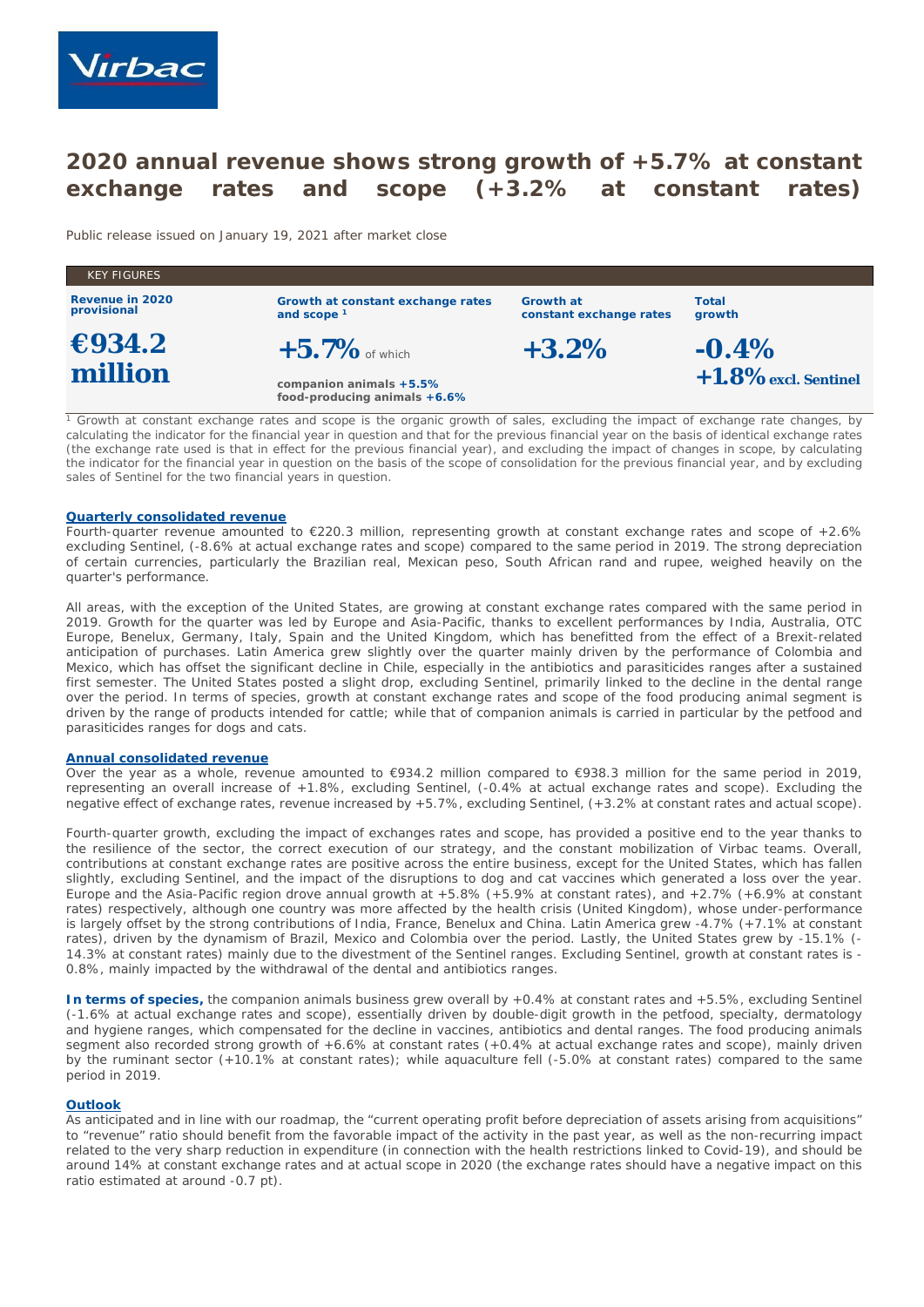Virbac

# 2020 annual revenue shows strong growth of +5.7% at constant exchange rates and scope (+3.2% at constant rates)

Public release issued on January 19, 2021 after market close

| KEY FIGURES | | | |
|---|---|---|---|
| **Revenue in 2020 provisional** | **Growth at constant exchange rates and scope** [1] | **Growth at constant exchange rates** | **Total growth** |
| **€934.2 million** | **+5.7%** of which<br>**companion animals +5.5%**<br>**food-producing animals +6.6%** | **+3.2%** | **-0.4%**<br>**+1.8% excl. Sentinel** |

[1] Growth at constant exchange rates and scope is the organic growth of sales, excluding the impact of exchange rate changes, by calculating the indicator for the financial year in question and that for the previous financial year on the basis of identical exchange rates (the exchange rate used is that in effect for the previous financial year), and excluding the impact of changes in scope, by calculating the indicator for the financial year in question on the basis of the scope of consolidation for the previous financial year, and by excluding sales of Sentinel for the two financial years in question.

## Quarterly consolidated revenue

Fourth-quarter revenue amounted to €220.3 million, representing growth at constant exchange rates and scope of +2.6% excluding Sentinel, (-8.6% at actual exchange rates and scope) compared to the same period in 2019. The strong depreciation of certain currencies, particularly the Brazilian real, Mexican peso, South African rand and rupee, weighed heavily on the quarter's performance.

All areas, with the exception of the United States, are growing at constant exchange rates compared with the same period in 2019. Growth for the quarter was led by Europe and Asia-Pacific, thanks to excellent performances by India, Australia, OTC Europe, Benelux, Germany, Italy, Spain and the United Kingdom, which has benefitted from the effect of a Brexit-related anticipation of purchases. Latin America grew slightly over the quarter mainly driven by the performance of Colombia and Mexico, which has offset the significant decline in Chile, especially in the antibiotics and parasiticides ranges after a sustained first semester. The United States posted a slight drop, excluding Sentinel, primarily linked to the decline in the dental range over the period. In terms of species, growth at constant exchange rates and scope of the food producing animal segment is driven by the range of products intended for cattle; while that of companion animals is carried in particular by the petfood and parasiticides ranges for dogs and cats.

## Annual consolidated revenue

Over the year as a whole, revenue amounted to €934.2 million compared to €938.3 million for the same period in 2019, representing an overall increase of +1.8%, excluding Sentinel, (-0.4% at actual exchange rates and scope). Excluding the negative effect of exchange rates, revenue increased by +5.7%, excluding Sentinel, (+3.2% at constant rates and actual scope).

Fourth-quarter growth, excluding the impact of exchanges rates and scope, has provided a positive end to the year thanks to the resilience of the sector, the correct execution of our strategy, and the constant mobilization of Virbac teams. Overall, contributions at constant exchange rates are positive across the entire business, except for the United States, which has fallen slightly, excluding Sentinel, and the impact of the disruptions to dog and cat vaccines which generated a loss over the year. Europe and the Asia-Pacific region drove annual growth at +5.8% (+5.9% at constant rates), and +2.7% (+6.9% at constant rates) respectively, although one country was more affected by the health crisis (United Kingdom), whose under-performance is largely offset by the strong contributions of India, France, Benelux and China. Latin America grew -4.7% (+7.1% at constant rates), driven by the dynamism of Brazil, Mexico and Colombia over the period. Lastly, the United States grew by -15.1% (-14.3% at constant rates) mainly due to the divestment of the Sentinel ranges. Excluding Sentinel, growth at constant rates is -0.8%, mainly impacted by the withdrawal of the dental and antibiotics ranges.

**In terms of species,** the companion animals business grew overall by +0.4% at constant rates and +5.5%, excluding Sentinel (-1.6% at actual exchange rates and scope), essentially driven by double-digit growth in the petfood, specialty, dermatology and hygiene ranges, which compensated for the decline in vaccines, antibiotics and dental ranges. The food producing animals segment also recorded strong growth of +6.6% at constant rates (+0.4% at actual exchange rates and scope), mainly driven by the ruminant sector (+10.1% at constant rates); while aquaculture fell (-5.0% at constant rates) compared to the same period in 2019.

## Outlook

As anticipated and in line with our roadmap, the "current operating profit before depreciation of assets arising from acquisitions" to "revenue" ratio should benefit from the favorable impact of the activity in the past year, as well as the non-recurring impact related to the very sharp reduction in expenditure (in connection with the health restrictions linked to Covid-19), and should be around 14% at constant exchange rates and at actual scope in 2020 (the exchange rates should have a negative impact on this ratio estimated at around -0.7 pt).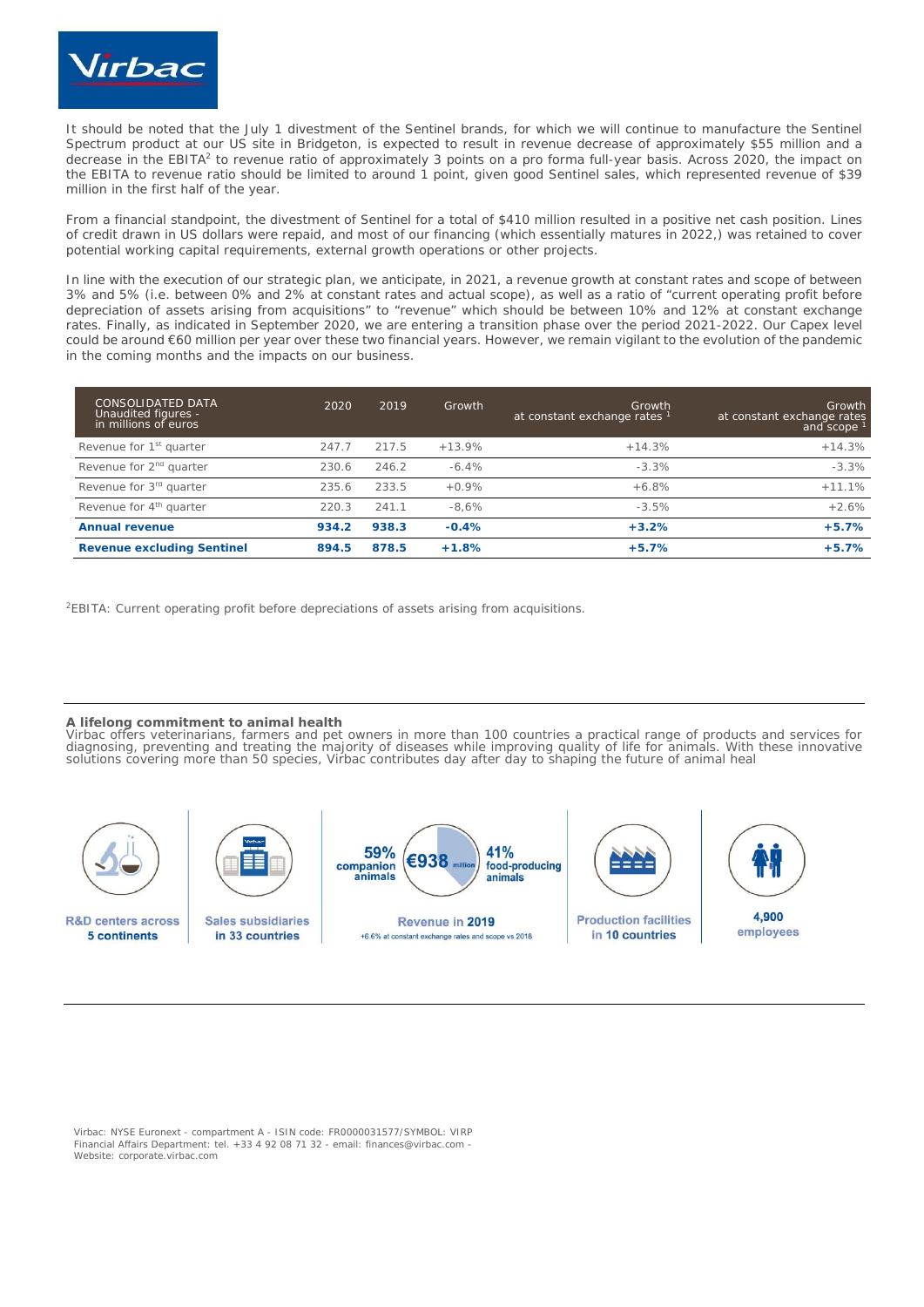It should be noted that the July 1 divestment of the Sentinel brands, for which we will continue to manufacture the Sentinel Spectrum product at our US site in Bridgeton, is expected to result in revenue decrease of approximately $55 million and a decrease in the EBITA[2] to revenue ratio of approximately 3 points on a pro forma full-year basis. Across 2020, the impact on the EBITA to revenue ratio should be limited to around 1 point, given good Sentinel sales, which represented revenue of $39 million in the first half of the year.

From a financial standpoint, the divestment of Sentinel for a total of $410 million resulted in a positive net cash position. Lines of credit drawn in US dollars were repaid, and most of our financing (which essentially matures in 2022,) was retained to cover potential working capital requirements, external growth operations or other projects.

In line with the execution of our strategic plan, we anticipate, in 2021, a revenue growth at constant rates and scope of between 3% and 5% (i.e. between 0% and 2% at constant rates and actual scope), as well as a ratio of "current operating profit before depreciation of assets arising from acquisitions" to "revenue" which should be between 10% and 12% at constant exchange rates. Finally, as indicated in September 2020, we are entering a transition phase over the period 2021-2022. Our Capex level could be around €60 million per year over these two financial years. However, we remain vigilant to the evolution of the pandemic in the coming months and the impacts on our business.

| CONSOLIDATED DATA Unaudited figures - in millions of euros | 2020 | 2019 | Growth | Growth at constant exchange rates [1] | Growth at constant exchange rates and scope [1] |
|---|---|---|---|---|---|
| Revenue for 1st quarter | 247.7 | 217.5 | +13.9% | +14.3% | +14.3% |
| Revenue for 2nd quarter | 230.6 | 246.2 | -6.4% | -3.3% | -3.3% |
| Revenue for 3rd quarter | 235.6 | 233.5 | +0.9% | +6.8% | +11.1% |
| Revenue for 4th quarter | 220.3 | 241.1 | -8,6% | -3.5% | +2.6% |
| **Annual revenue** | **934.2** | **938.3** | **-0.4%** | **+3.2%** | **+5.7%** |
| **Revenue excluding Sentinel** | **894.5** | **878.5** | **+1.8%** | **+5.7%** | **+5.7%** |

[2]EBITA: Current operating profit before depreciations of assets arising from acquisitions.

**A lifelong commitment to animal health**
Virbac offers veterinarians, farmers and pet owners in more than 100 countries a practical range of products and services for diagnosing, preventing and treating the majority of diseases while improving quality of life for animals. With these innovative solutions covering more than 50 species, Virbac contributes day after day to shaping the future of animal heal

R&D centers across 5 continents

Sales subsidiaries in 33 countries

59% companion animals
€938 million
41% food-producing animals
Revenue in 2019
+6.6% at constant exchange rates and scope vs 2018

Production facilities in 10 countries

4,900 employees

Virbac: NYSE Euronext - compartment A - ISIN code: FR0000031577/SYMBOL: VIRP
Financial Affairs Department: tel. +33 4 92 08 71 32 - email: finances@virbac.com -
Website: corporate.virbac.com